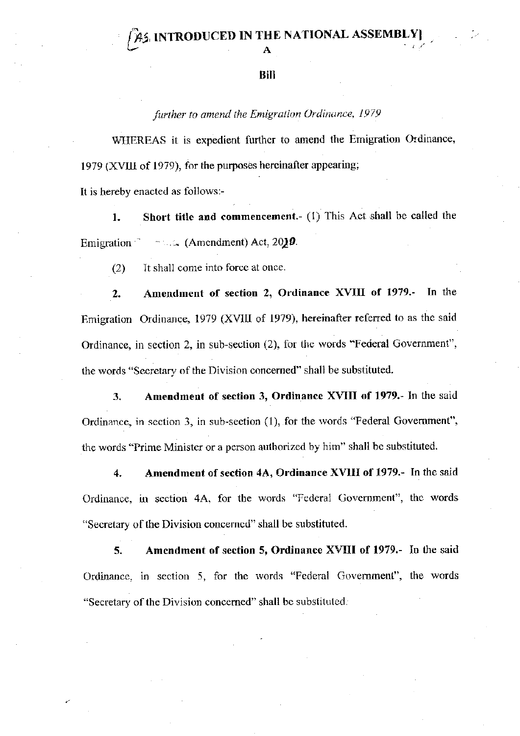[AS INTRODUCED IN THE NATIONAL ASSEMBLY]

A

**Bill**

*further to amend the Emigration Ordinance, 1979*

WHEREAS it is expedient further to amend the Emigration Ordinance, 1979 (XVIII of 1979), for the purposes hereinafter appearing;

It is hereby enacted as follows:-

1. **Short title and commencement.**- (1) This Act shall be called the Emigration (Amendment) Act, 2019.

(2) It shall come into force at once.

2. **Amendment of section 2, Ordinance XVIII of 1979.**- In the Emigration Ordinance, 1979 (XVIII of 1979), hereinafter referred to as the said Ordinance, in section 2, in sub-section (2), for the words "Federal Government", the words "Secretary of the Division concerned" shall be substituted.

3. **Amendment of section 3, Ordinance XVIII of 1979.**- In the said Ordinance, in section 3, in sub-section (1), for the words "Federal Government", the words "Prime Minister or a person authorized by him" shall be substituted.

4. **Amendment of section 4A, Ordinance XVIII of 1979.**- In the said Ordinance, in section 4A, for the words "Federal Government", the words "Secretary of the Division concerned" shall be substituted.

5. **Amendment of section 5, Ordinance XVIII of 1979.**- In the said Ordinance, in section 5, for the words "Federal Government", the words "Secretary of the Division concerned" shall be substituted.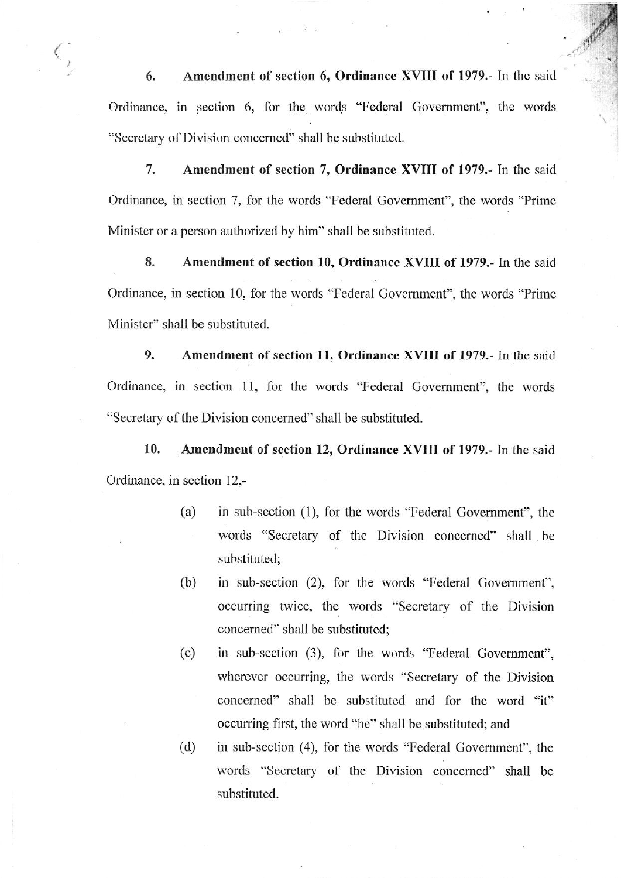6. **Amendment of section 6, Ordinance XVIII of 1979.**- In the said Ordinance, in section 6, for the words "Federal Government", the words "Secretary of Division concerned" shall be substituted.

7. **Amendment of section 7, Ordinance XVIII of 1979.**- In the said Ordinance, in section 7, for the words "Federal Government", the words "Prime Minister or a person authorized by him" shall be substituted.

8. **Amendment of section 10, Ordinance XVIII of 1979.**- In the said Ordinance, in section 10, for the words "Federal Government", the words "Prime Minister" shall be substituted.

9. **Amendment of section 11, Ordinance XVIII of 1979.**- In the said Ordinance, in section 11, for the words "Federal Government", the words "Secretary of the Division concerned" shall be substituted.

10. **Amendment of section 12, Ordinance XVIII of 1979.**- In the said Ordinance, in section 12,-

(a) in sub-section (1), for the words "Federal Government", the words "Secretary of the Division concerned" shall be substituted;

(b) in sub-section (2), for the words "Federal Government", occurring twice, the words "Secretary of the Division concerned" shall be substituted;

(c) in sub-section (3), for the words "Federal Government", wherever occurring, the words "Secretary of the Division concerned" shall be substituted and for the word "it" occurring first, the word "he" shall be substituted; and

(d) in sub-section (4), for the words "Federal Government", the words "Secretary of the Division concerned" shall be substituted.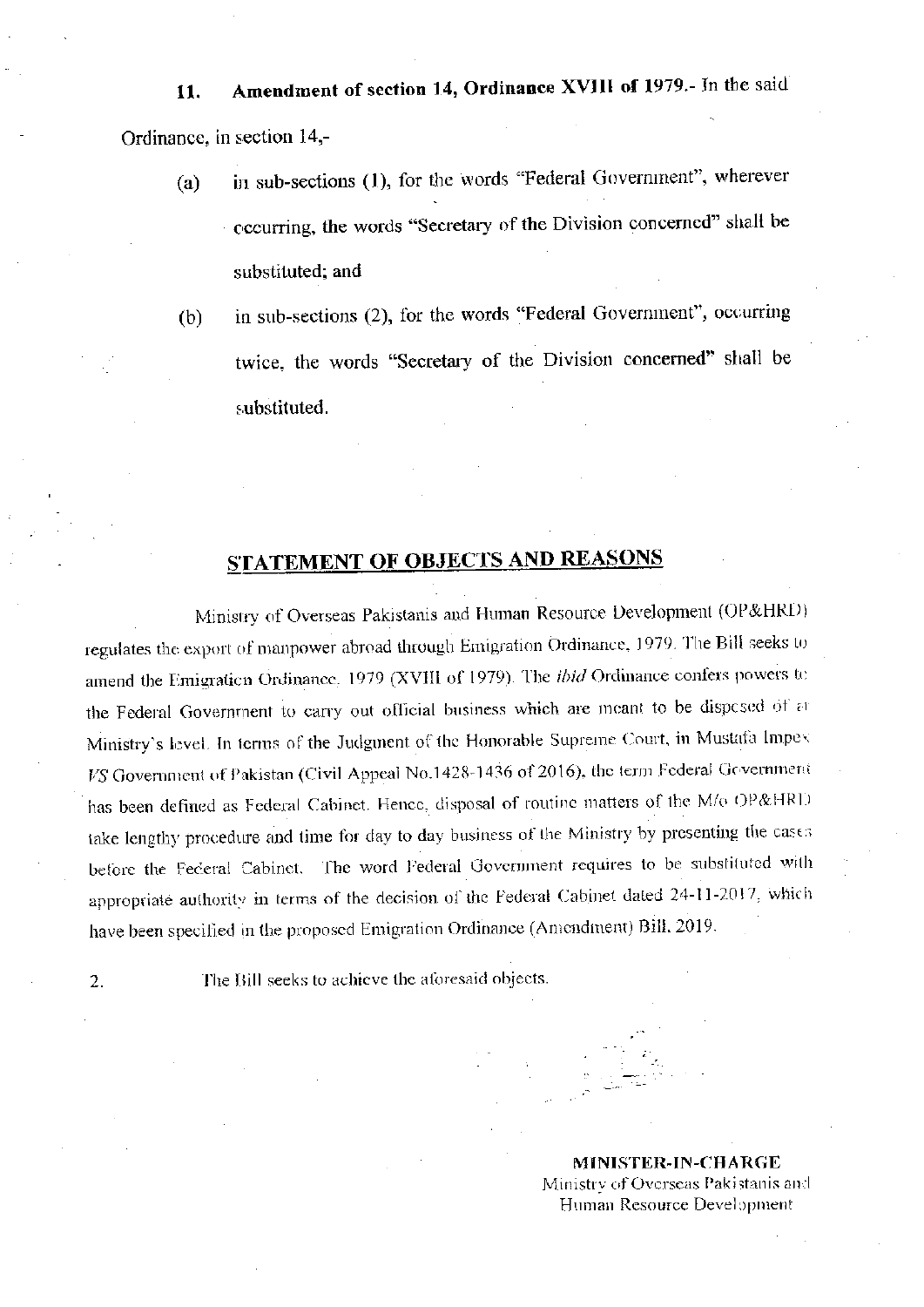**11. Amendment of section 14, Ordinance XVIII of 1979.-** In the said Ordinance, in section 14,-

(a) in sub-sections (1), for the words "Federal Government", wherever occurring, the words "Secretary of the Division concerned" shall be substituted; and

(b) in sub-sections (2), for the words "Federal Government", occurring twice, the words "Secretary of the Division concerned" shall be substituted.

## STATEMENT OF OBJECTS AND REASONS

Ministry of Overseas Pakistanis and Human Resource Development (OP&HRD) regulates the export of manpower abroad through Emigration Ordinance, 1979. The Bill seeks to amend the Emigration Ordinance, 1979 (XVIII of 1979). The *ibid* Ordinance confers powers to the Federal Government to carry out official business which are meant to be disposed of at Ministry's level. In terms of the Judgment of the Honorable Supreme Court, in Mustafa Impex *VS* Government of Pakistan (Civil Appeal No.1428-1436 of 2016), the term Federal Government has been defined as Federal Cabinet. Hence, disposal of routine matters of the M/o OP&HRD take lengthy procedure and time for day to day business of the Ministry by presenting the cases before the Federal Cabinet. The word Federal Government requires to be substituted with appropriate authority in terms of the decision of the Federal Cabinet dated 24-11-2017, which have been specified in the proposed Emigration Ordinance (Amendment) Bill, 2019.

2. The Bill seeks to achieve the aforesaid objects.

**MINISTER-IN-CHARGE**
Ministry of Overseas Pakistanis and Human Resource Development